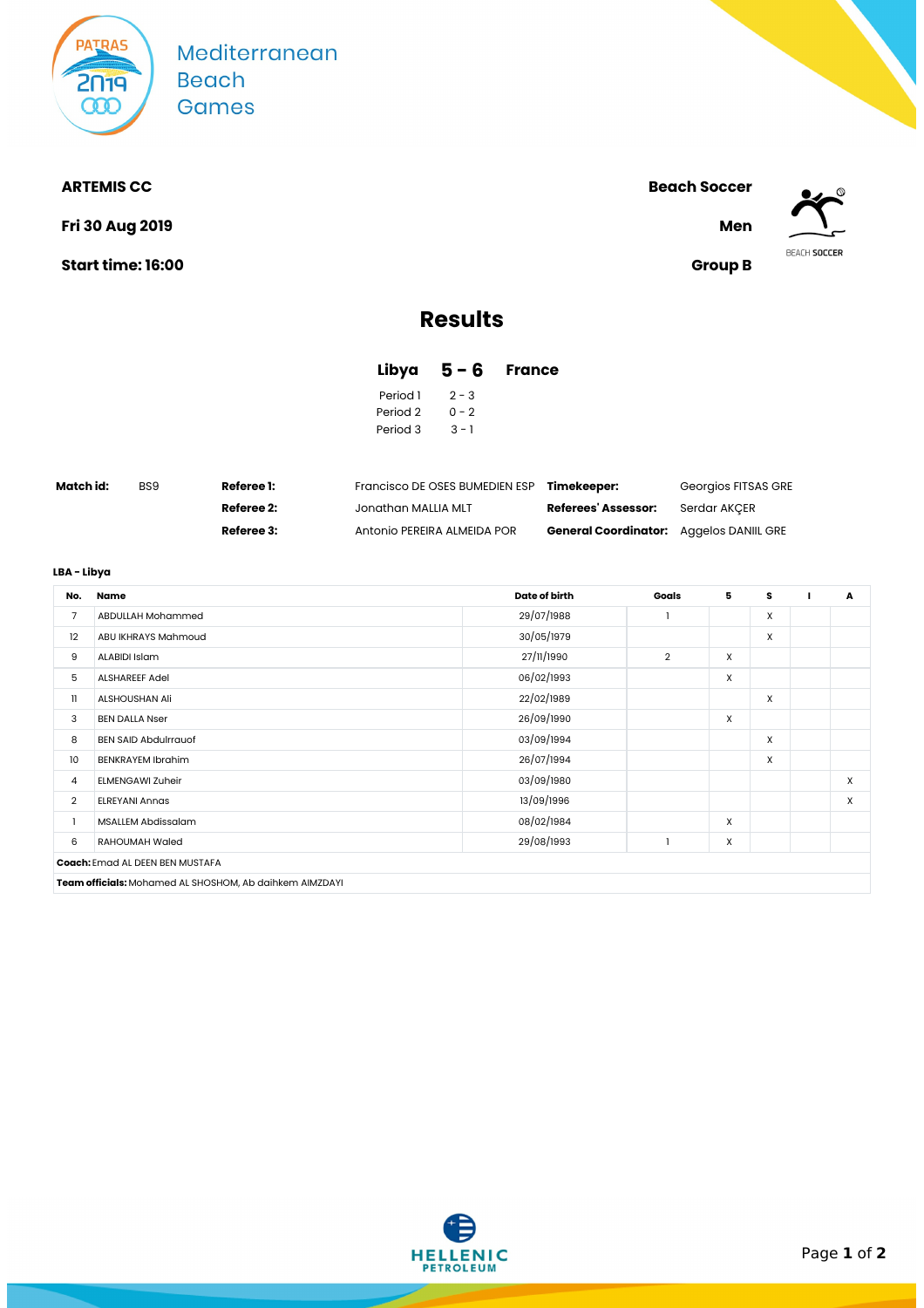Mediterranean Beach Games

**ARTEMIS CC** | **Beach Soccer**

**Fri 30 Aug 2019** | **Men**

**Start time: 16:00** | **Group B**

# Results

## Libya 5 - 6 France

| | |
|---|---|
| Period 1 | 2 - 3 |
| Period 2 | 0 - 2 |
| Period 3 | 3 - 1 |

| | | | | | |
|---|---|---|---|---|---|
| **Match id:** | BS9 | **Referee 1:** | Francisco DE OSES BUMEDIEN ESP | **Timekeeper:** | Georgios FITSAS GRE |
| | | **Referee 2:** | Jonathan MALLIA MLT | **Referees' Assessor:** | Serdar AKÇER |
| | | **Referee 3:** | Antonio PEREIRA ALMEIDA POR | **General Coordinator:** | Aggelos DANIIL GRE |

**LBA - Libya**

| No. | Name | Date of birth | Goals | 5 | S | I | A |
|---|---|---|---|---|---|---|---|
| 7 | ABDULLAH Mohammed | 29/07/1988 | 1 | | X | | |
| 12 | ABU IKHRAYS Mahmoud | 30/05/1979 | | | X | | |
| 9 | ALABIDI Islam | 27/11/1990 | 2 | X | | | |
| 5 | ALSHAREEF Adel | 06/02/1993 | | X | | | |
| 11 | ALSHOUSHAN Ali | 22/02/1989 | | | X | | |
| 3 | BEN DALLA Nser | 26/09/1990 | | X | | | |
| 8 | BEN SAID Abdulrrauof | 03/09/1994 | | | X | | |
| 10 | BENKRAYEM Ibrahim | 26/07/1994 | | | X | | |
| 4 | ELMENGAWI Zuheir | 03/09/1980 | | | | | X |
| 2 | ELREYANI Annas | 13/09/1996 | | | | | X |
| 1 | MSALLEM Abdissalam | 08/02/1984 | | X | | | |
| 6 | RAHOUMAH Waled | 29/08/1993 | 1 | X | | | |

**Coach:** Emad AL DEEN BEN MUSTAFA

**Team officials:** Mohamed AL SHOSHOM, Ab daihkem AIMZDAYI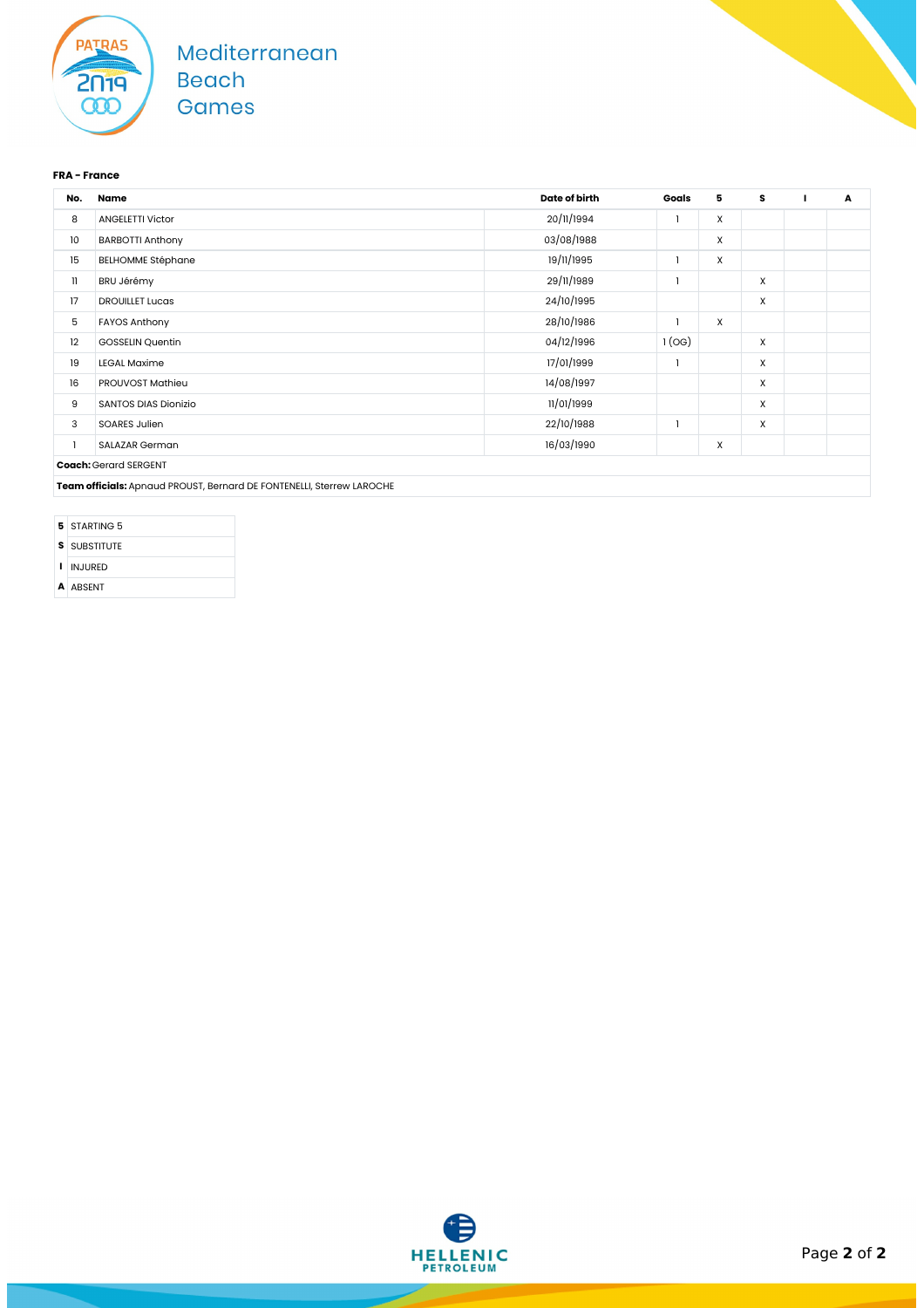Mediterranean Beach Games

**FRA - France**

| No. | Name | Date of birth | Goals | 5 | S | I | A |
|---|---|---|---|---|---|---|---|
| 8 | ANGELETTI Victor | 20/11/1994 | 1 | X | | | |
| 10 | BARBOTTI Anthony | 03/08/1988 | | X | | | |
| 15 | BELHOMME Stéphane | 19/11/1995 | 1 | X | | | |
| 11 | BRU Jérémy | 29/11/1989 | 1 | | X | | |
| 17 | DROUILLET Lucas | 24/10/1995 | | | X | | |
| 5 | FAYOS Anthony | 28/10/1986 | 1 | X | | | |
| 12 | GOSSELIN Quentin | 04/12/1996 | 1 (OG) | | X | | |
| 19 | LEGAL Maxime | 17/01/1999 | 1 | | X | | |
| 16 | PROUVOST Mathieu | 14/08/1997 | | | X | | |
| 9 | SANTOS DIAS Dionizio | 11/01/1999 | | | X | | |
| 3 | SOARES Julien | 22/10/1988 | 1 | | X | | |
| 1 | SALAZAR German | 16/03/1990 | | X | | | |

**Coach:** Gerard SERGENT

**Team officials:** Apnaud PROUST, Bernard DE FONTENELLI, Sterrew LAROCHE

| | |
|---|---|
| **5** | STARTING 5 |
| **S** | SUBSTITUTE |
| **I** | INJURED |
| **A** | ABSENT |

HELLENIC PETROLEUM